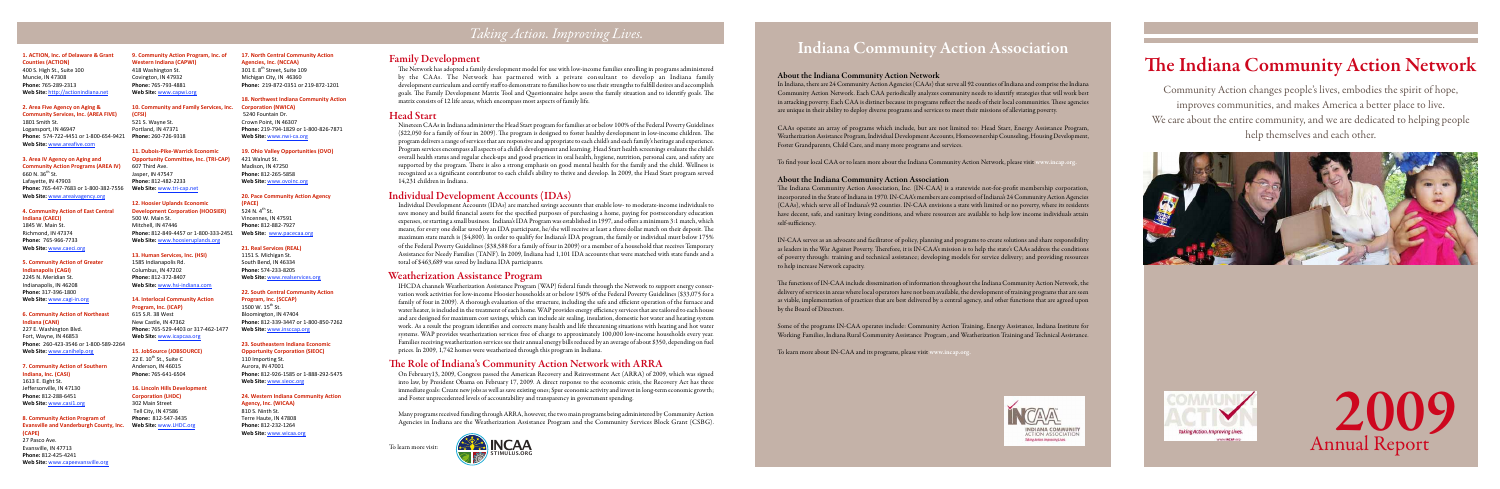**1. ACTION, Inc. of Delaware & Grant Counties (ACTION)**
400 S. High St., Suite 100
Muncie, IN 47308
**Phone:** 765-289-2313
**Web Site:** http://actionindiana.net

**2. Area Five Agency on Aging & Community Services, Inc. (AREA FIVE)**
1801 Smith St.
Logansport, IN 46947
**Phone:** 574-722-4451 or 1-800-654-9421
**Web Site:** www.areafive.com

**3. Area IV Agency on Aging and Community Action Programs (AREA IV)**
660 N. 36th St.
Lafayette, IN 47903
**Phone:** 765-447-7683 or 1-800-382-7556
**Web Site:** www.areaivagency.org

**4. Community Action of East Central Indiana (CAECI)**
1845 W. Main St.
Richmond, IN 47374
**Phone:** 765-966-7733
**Web Site:** www.caeci.org

**5. Community Action of Greater Indianapolis (CAGI)**
2445 N. Meridian St.
Indianapolis, IN 46208
**Phone:** 317-396-1800
**Web Site:** www.cagi-in.org

**6. Community Action of Northeast Indiana (CANI)**
227 E. Washington Blvd.
Fort, Wayne, IN 46853
**Phone:** 260-423-3546 or 1-800-589-2264
**Web Site:** www.canihelp.org

**7. Community Action of Southern Indiana, Inc. (CASI)**
1613 E. Eighth St.
Jeffersonville, IN 47130
**Phone:** 812-288-6451
**Web Site:** www.casi1.org

**8. Community Action Program of Evansville and Vanderburgh County, Inc. (CAPE)**
27 Pasco Ave.
Evansville, IN 47713
**Phone:** 812-425-4241
**Web Site:** www.capeevansville.org

**9. Community Action Program, Inc. of Western Indiana (CAPWI)**
418 Washington St.
Covington, IN 47932
**Phone:** 765-793-4881
**Web Site:** www.capwi.org

**10. Community and Family Services, Inc. (CFSI)**
521 S. Wayne St.
Portland, IN 47371
**Phone:** 260-726-9318

**11. Dubois-Pike-Warrick Economic Opportunity Committee, Inc. (TRI-CAP)**
607 Third Ave.
Jasper, IN 47547
**Phone:** 812-482-2233
**Web Site:** www.tri-cap.net

**12. Hoosier Uplands Economic Development Corporation (HOOSIER)**
500 W. Main St.
Mitchell, IN 47446
**Phone:** 812-849-4457 or 1-800-333-2451
**Web Site:** www.hoosieruplands.org

**13. Human Services, Inc. (HSI)**
1585 Indianapolis Rd.
Columbus, IN 47202
**Phone:** 812-372-8407
**Web Site:** www.hsi-indiana.com

**14. Interlocal Community Action Program, Inc. (ICAP)**
615 S.R. 38 West
New Castle, IN 47362
**Phone:** 765-529-4403 or 317-462-1477
**Web Site:** www.icapcaa.org

**15. JobSource (JOBSOURCE)**
22 E. 10th St., Suite C
Anderson, IN 46015
**Phone:** 765-641-6504

**16. Lincoln Hills Development Corporation (LHDC)**
302 Main Street
Tell City, IN 47586
**Phone:** 812-547-3435
**Web Site:** www.LHDC.org

**17. North Central Community Action Agencies, Inc. (NCCAA)**
301 E. 8th Street, Suite 109
Michigan City, IN 46360
**Phone:** 219-872-0351 or 219-872-1201

**18. Northwest Indiana Community Action Corporation (NWICA)**
5240 Fountain Dr.
Crown Point, IN 46307
**Phone:** 219-794-1829 or 1-800-826-7871
**Web Site:** www.nwi-ca.org

**19. Ohio Valley Opportunities (OVO)**
421 Walnut St.
Madison, IN 47250
**Phone:** 812-265-5858
**Web Site:** www.ovoinc.org

**20. Pace Community Action Agency (PACE)**
524 N. 4th St.
Vincennes, IN 47591
**Phone:** 812-882-7927
**Web Site:** www.pacecaa.org

**21. Real Services (REAL)**
1151 S. Michigan St.
South Bend, IN 46334
**Phone:** 574-233-8205
**Web Site:** www.realservices.org

**22. South Central Community Action Program, Inc. (SCCAP)**
1500 W. 15th St.
Bloomington, IN 47404
**Phone:** 812-339-3447 or 1-800-850-7262
**Web Site:** www.insccap.org

**23. Southeastern Indiana Economic Opportunity Corporation (SIEOC)**
110 Importing St.
Aurora, IN 47001
**Phone:** 812-926-1585 or 1-888-292-5475
**Web Site:** www.sieoc.org

**24. Western Indiana Community Action Agency, Inc. (WICAA)**
810 S. Ninth St.
Terre Haute, IN 47808
**Phone:** 812-232-1264
**Web Site:** www.wicaa.org

*Taking Action, Improving Lives.*

## Family Development

The Network has adopted a family development model for use with low-income families enrolling in programs administered by the CAAs. The Network has partnered with a private consultant to develop an Indiana family development curriculum and certify staff to demonstrate to families how to use their strengths to fulfill desires and accomplish goals. The Family Development Matrix Tool and Questionnaire helps assess the family situation and to identify goals. The matrix consists of 12 life areas, which encompass most aspects of family life.

## Head Start

Nineteen CAAs in Indiana administer the Head Start program for families at or below 100% of the Federal Poverty Guidelines ($22,050 for a family of four in 2009). The program is designed to foster healthy development in low-income children. The program delivers a range of services that are responsive and appropriate to each child's and each family's heritage and experience. Program services encompass all aspects of a child's development and learning. Head Start health screenings evaluate the child's overall health status and regular check-ups and good practices in oral health, hygiene, nutrition, personal care, and safety are supported by the program. There is also a strong emphasis on good mental health for the family and the child. Wellness is recognized as a significant contributor to each child's ability to thrive and develop. In 2009, the Head Start program served 14,251 children in Indiana.

## Individual Development Accounts (IDAs)

Individual Development Accounts (IDAs) are matched savings accounts that enable low- to moderate-income individuals to save money and build financial assets for the specified purposes of purchasing a home, paying for postsecondary education expenses, or starting a small business. Indiana's IDA Program was established in 1997, and offers a minimum 3:1 match, which means, for every one dollar saved by an IDA participant, he/she will receive at least a three dollar match on their deposit. The maximum state match is ($4,800). In order to qualify for Indiana's IDA program, the family or individual must below 175% of the Federal Poverty Guidelines ($38,588 for a family of four in 2009) or a member of a household that receives Temporary Assistance for Needy Families (TANF). In 2009, Indiana had 1,101 IDA accounts that were matched with state funds and a total of $465,689 was saved by Indiana IDA participants.

## Weatherization Assistance Program

IHCDA channels Weatherization Assistance Program (WAP) federal funds through the Network to support energy conservation work activities for low-income Hoosier households at or below 150% of the Federal Poverty Guidelines ($33,075 for a family of four in 2009). A thorough evaluation of the structure, including the safe and efficient operation of the furnace and water heater, is included in the treatment of each home. WAP provides energy efficiency services that are tailored to each house and are designed for maximum cost savings, which can include air sealing, insulation, domestic hot water and heating systems work. As a result the program identifies and corrects many health and life threatening situations with heating and hot water systems. WAP provides weatherization services free of charge to approximately 100,000 low-income households every year. Families receiving weatherization services see their annual energy bills reduced by an average of about $350, depending on fuel prices. In 2009, 1,742 homes were weatherized through this program in Indiana.

## The Role of Indiana's Community Action Network with ARRA

On February 15, 2009, Congress passed the American Recovery and Reinvestment Act (ARRA) of 2009, which was signed into law, by President Obama on February 17, 2009. A direct response to the economic crisis, the Recovery Act has three immediate goals: Create new jobs as well as save existing ones; Spur economic activity and invest in long-term economic growth; and Foster unprecedented levels of accountability and transparency in government spending.

Many programs received funding through ARRA; however, the two main programs being administered by Community Action Agencies in Indiana are the Weatherization Assistance Program and the Community Services Block Grant (CSBG).

To learn more visit:

# Indiana Community Action Association

### About the Indiana Community Action Network

In Indiana, there are 24 Community Action Agencies (CAAs) that serve all 92 counties of Indiana and comprise the Indiana Community Action Network. Each CAA periodically analyzes community needs to identify strategies that will work best in attacking poverty. Each CAA is distinct because its programs reflect the needs of their local communities. These agencies are unique in their ability to deploy diverse programs and services to meet their missions of alleviating poverty.

CAAs operate an array of programs which include, but are not limited to: Head Start, Energy Assistance Program, Weatherization Assistance Program, Individual Development Accounts, Homeownership Counseling, Housing Development, Foster Grandparents, Child Care, and many more programs and services.

To find your local CAA or to learn more about the Indiana Community Action Network, please visit www.incap.org.

### About the Indiana Community Action Association

The Indiana Community Action Association, Inc. (IN-CAA) is a statewide not-for-profit membership corporation, incorporated in the State of Indiana in 1970. IN-CAA's members are comprised of Indiana's 24 Community Action Agencies (CAAs), which serve all of Indiana's 92 counties. IN-CAA envisions a state with limited or no poverty, where its residents have decent, safe, and sanitary living conditions, and where resources are available to help low income individuals attain self-sufficiency.

IN-CAA serves as an advocate and facilitator of policy, planning and programs to create solutions and share responsibility as leaders in the War Against Poverty. Therefore, it is IN-CAA's mission is to help the state's CAAs address the conditions of poverty through: training and technical assistance; developing models for service delivery; and providing resources to help increase Network capacity.

The functions of IN-CAA include dissemination of information throughout the Indiana Community Action Network, the delivery of services in areas where local operators have not been available, the development of training programs that are seen as viable, implementation of practices that are best delivered by a central agency, and other functions that are agreed upon by the Board of Directors.

Some of the programs IN-CAA operates include: Community Action Training, Energy Assistance, Indiana Institute for Working Families, Indiana Rural Community Assistance Program, and Weatherization Training and Technical Assistance.

To learn more about IN-CAA and its programs, please visit www.incap.org.

# The Indiana Community Action Network

Community Action changes people's lives, embodies the spirit of hope, improves communities, and makes America a better place to live. We care about the entire community, and we are dedicated to helping people help themselves and each other.

# 2009
Annual Report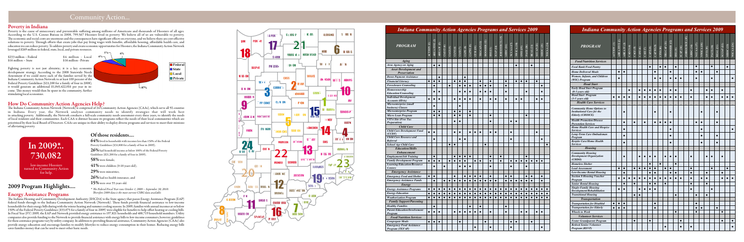# Community Action...

## Poverty in Indiana

Poverty is the cause of unnecessary and preventable suffering among millions of Americans and thousands of Hoosiers of all ages. According to the U.S. Census Bureau in 2008, 799,567 Hoosiers lived in poverty. We believe all of us are vulnerable to poverty. The economic and social costs are enormous and the consequences have significant effects on everyone, and we believe there are cost-effective solutions to poverty. Through efforts that create jobs that pay living wages with benefits, affordable housing, affordable health care, and education we can reduce poverty. To address poverty and create economic opportunities for Hoosiers, the Indiana Community Action Network leveraged $269 million in federal, state, local, and private resources.

$233 million – Federal
$16 million – State
$4 million – Local
$16 million - Private

1%
6%
6%
87%

Federal
State
Local
Private

Fighting poverty is not just altruistic; it is a key economic development strategy. According to the 2008 Statewide Needs Assessment if we could move each of the families served by the Indiana Community Action Network to at least 100 percent of the Federal Poverty Guidelines ($21,200 for a family of four in 2008), it would generate an additional $1,845,422,016 per year in income. This money would then be spent in the community, further stimulating local economies.

## How Do Community Action Agencies Help?

The Indiana Community Action Network (Network)* is comprised of 24 Community Action Agencies (CAAs), which serve all 92 counties in Indiana. Every year, the Network analyzes community needs to identify strategies that will work best in attacking poverty. Additionally, the Network conducts a full-scale community needs assessment every three years, to identify the needs of local residents and their communities. Each CAA is distinct because its programs reflect the needs of their local communities which are prioritized by their local Board of Directors. CAAs are unique in their ability to deploy diverse programs and services to meet their missions of alleviating poverty.

**In 2009\*..**
**730,082**
low-income Hoosiers turned to Community Action for help.

### Of those residents....

**64%** lived in households with incomes less than 150% of the Federal Poverty Guidelines ($33,075 for a family of four in 2009);

**26%** had household income at below 100% of the Federal Poverty Guidelines ($21,200 for a family of four in 2009);

**58%** were female;

**41%** were children (0-18 years old);

**29%** were minorities;

**26%** had no health insurance; and

**15%** were over 55 year old.

*\* The Federal Fiscal Year runs October 1, 2009 – September 30, 2010. Therefore 2009 data is the most current CSBG data available.*

## 2009 Program Highlights....

### Energy Assistance Programs

The Indiana Housing and Community Development Authority (IHCDA) is the State agency that passes Energy Assistance Program (EAP) federal funds through to the Indiana Community Action Network (Network). These funds provide financial assistance to low-income households for their energy bills during the winter heating and summer cooling seasons. In 2009, families with annual incomes at or below 150% of the Federal Poverty Guidelines ($33,075 for a family of four in 2009) were eligible for benefits to help offset heating or cooling bills. In Fiscal Year (FY) 2009, the EAP and Network provided energy assistance to 197,821 households and 488,719 household members. Utility companies also provide funding to the Network to provide financial assistance with energy bills to low-income consumers, however, guidelines for these assistance programs vary by utility company. In addition to providing financial assistance, Community Action Agencies (CAAs) also provide energy education and encourage families to modify lifestyles to reduce energy consumption in their homes. Reducing energy bills saves families money that can be used to meet other basic needs.

## Indiana Community Action Agencies Programs and Services 2009

| PROGRAM |
|---|
| ***Aging*** |
| Area Agency on Aging |
| ***Asset Development and Preservation*** |
| Down Payment Assistance |
| Financial Literacy |
| Foreclosure Counseling |
| Homeownership Education/Counseling |
| Individual Development Accounts (IDAs) |
| Microenterprise (small business) Classes |
| Microenterprise Program |
| Micro Loan Program |
| VITA Site (Free Tax Preparation) |
| ***Child Care*** |
| Child Care Development Fund (CCDF) |
| Child Care Resource and Referral |
| School Age Child Care |
| ***Education/Skills Enhancement*** |
| Employment/Job Training |
| Family Development Program |
| Learning/Education/Resource Centers |
| ***Emergency Assistance*** |
| Emergency Food and Shelter |
| Emergency Assistance Funds |
| ***Energy*** |
| Energy Assistance Programs |
| Energy Education |
| Weatherization Program |
| ***Family Support/Parenting*** |
| Healthy Families |
| Parent Education/Involvement Program |
| ***Food/Nutrition Services*** |
| Congregate Meals |
| Emergency Food Assistance Program (TEFAP) |

## Indiana Community Action Agencies Programs and Services 2009

| PROGRAM |
|---|
| ***Food/Nutrition Services*** |
| Food Bank/Food Pantry |
| Home Delivered Meals |
| Women, Infants, and Children (WIC) Program |
| ***Head Start*** |
| Early Head Start Program (0-3 years old) |
| Head Start Program (3-5 years old) |
| ***Health Care Services*** |
| Community Home Options to Institutional Care for the Elderly (CHOICE) |
| Health Promotion/Disease Prevention Services |
| Home Health Care and Hospice Services |
| Long-Term Care Ombudsman Program |
| Respite Care/Home Health Services |
| ***Housing*** |
| Community Housing Development Organization (CHDO) |
| Homeless Shelter |
| Lead Assessment |
| Low-Income Rental Housing |
| Section 8 Housing Voucher Program |
| Senior Rental Housing |
| Single-Family Housing Development/Rehabilitation |
| Transitional Housing |
| ***Transportation*** |
| Transportation for Disabled |
| Transportation for Elderly |
| Wheels to Work |
| ***Volunteer Services*** |
| Foster Grandparent Program |
| Retired Senior Volunteer Program (RSVP) |